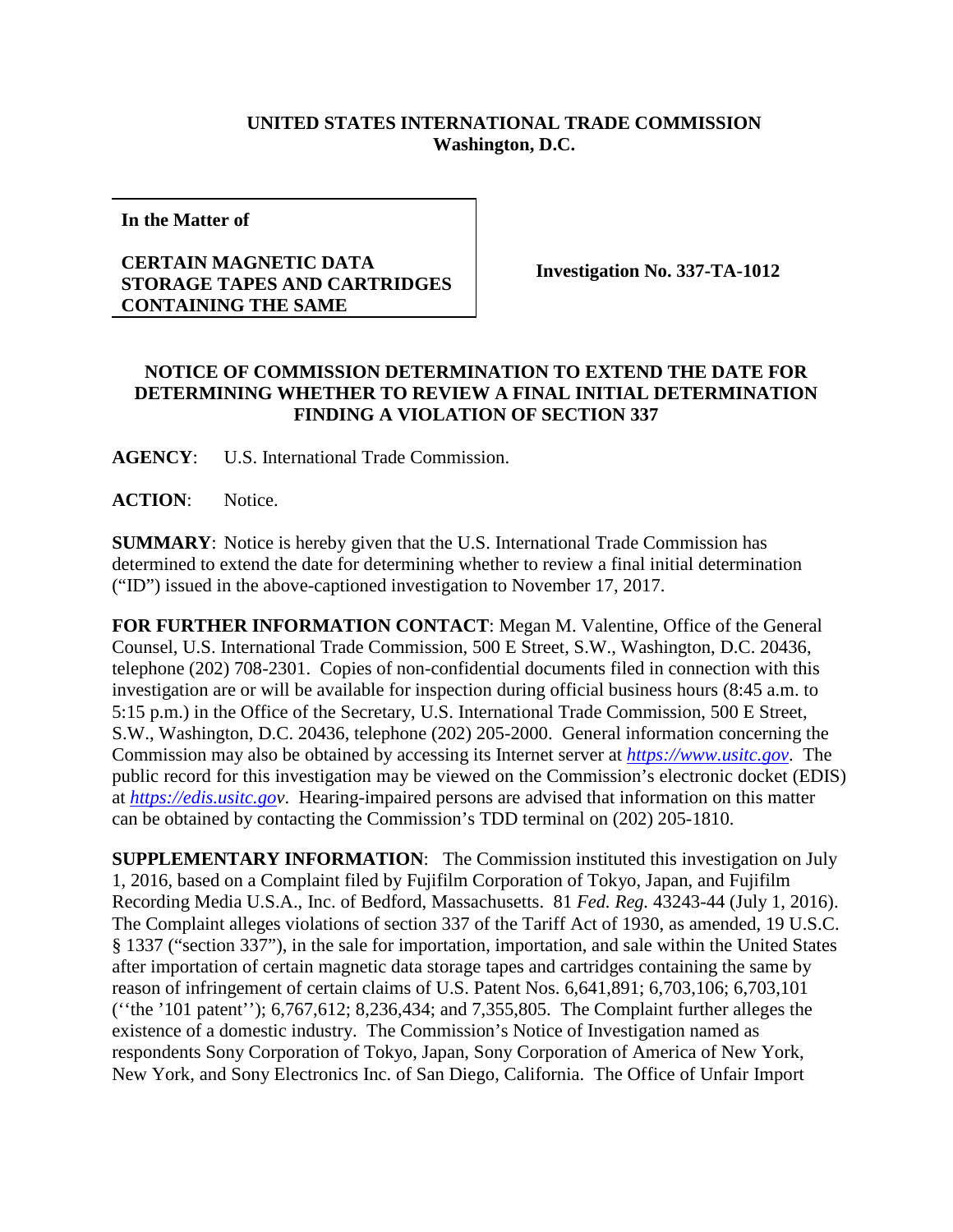**UNITED STATES INTERNATIONAL TRADE COMMISSION**
**Washington, D.C.**

| **In the Matter of** **CERTAIN MAGNETIC DATA STORAGE TAPES AND CARTRIDGES CONTAINING THE SAME** | **Investigation No. 337-TA-1012** |
|---|---|

**NOTICE OF COMMISSION DETERMINATION TO EXTEND THE DATE FOR DETERMINING WHETHER TO REVIEW A FINAL INITIAL DETERMINATION FINDING A VIOLATION OF SECTION 337**

**AGENCY**: U.S. International Trade Commission.

**ACTION**: Notice.

**SUMMARY**: Notice is hereby given that the U.S. International Trade Commission has determined to extend the date for determining whether to review a final initial determination ("ID") issued in the above-captioned investigation to November 17, 2017.

**FOR FURTHER INFORMATION CONTACT**: Megan M. Valentine, Office of the General Counsel, U.S. International Trade Commission, 500 E Street, S.W., Washington, D.C. 20436, telephone (202) 708-2301. Copies of non-confidential documents filed in connection with this investigation are or will be available for inspection during official business hours (8:45 a.m. to 5:15 p.m.) in the Office of the Secretary, U.S. International Trade Commission, 500 E Street, S.W., Washington, D.C. 20436, telephone (202) 205-2000. General information concerning the Commission may also be obtained by accessing its Internet server at *https://www.usitc.gov*. The public record for this investigation may be viewed on the Commission's electronic docket (EDIS) at *https://edis.usitc.gov*. Hearing-impaired persons are advised that information on this matter can be obtained by contacting the Commission's TDD terminal on (202) 205-1810.

**SUPPLEMENTARY INFORMATION**: The Commission instituted this investigation on July 1, 2016, based on a Complaint filed by Fujifilm Corporation of Tokyo, Japan, and Fujifilm Recording Media U.S.A., Inc. of Bedford, Massachusetts. 81 *Fed. Reg.* 43243-44 (July 1, 2016). The Complaint alleges violations of section 337 of the Tariff Act of 1930, as amended, 19 U.S.C. § 1337 ("section 337"), in the sale for importation, importation, and sale within the United States after importation of certain magnetic data storage tapes and cartridges containing the same by reason of infringement of certain claims of U.S. Patent Nos. 6,641,891; 6,703,106; 6,703,101 (''the '101 patent''); 6,767,612; 8,236,434; and 7,355,805. The Complaint further alleges the existence of a domestic industry. The Commission's Notice of Investigation named as respondents Sony Corporation of Tokyo, Japan, Sony Corporation of America of New York, New York, and Sony Electronics Inc. of San Diego, California. The Office of Unfair Import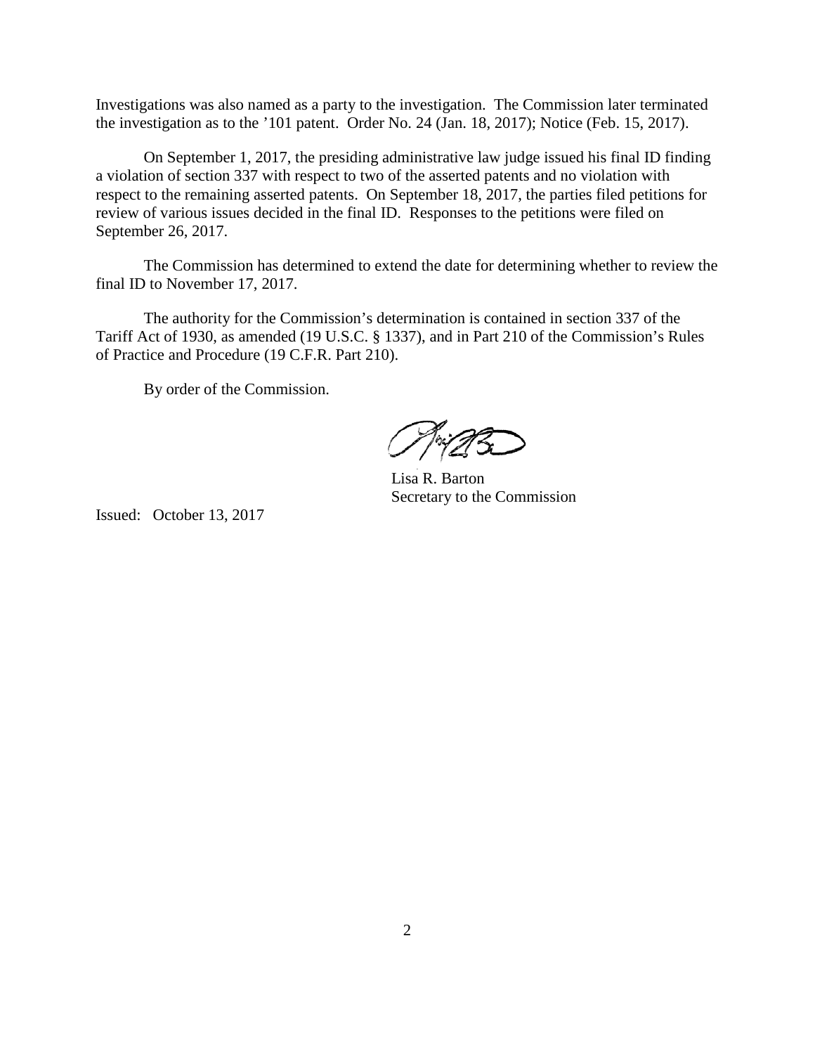Investigations was also named as a party to the investigation. The Commission later terminated the investigation as to the '101 patent. Order No. 24 (Jan. 18, 2017); Notice (Feb. 15, 2017).

On September 1, 2017, the presiding administrative law judge issued his final ID finding a violation of section 337 with respect to two of the asserted patents and no violation with respect to the remaining asserted patents. On September 18, 2017, the parties filed petitions for review of various issues decided in the final ID. Responses to the petitions were filed on September 26, 2017.

The Commission has determined to extend the date for determining whether to review the final ID to November 17, 2017.

The authority for the Commission's determination is contained in section 337 of the Tariff Act of 1930, as amended (19 U.S.C. § 1337), and in Part 210 of the Commission's Rules of Practice and Procedure (19 C.F.R. Part 210).

By order of the Commission.

Lisa R. Barton
Secretary to the Commission

Issued: October 13, 2017